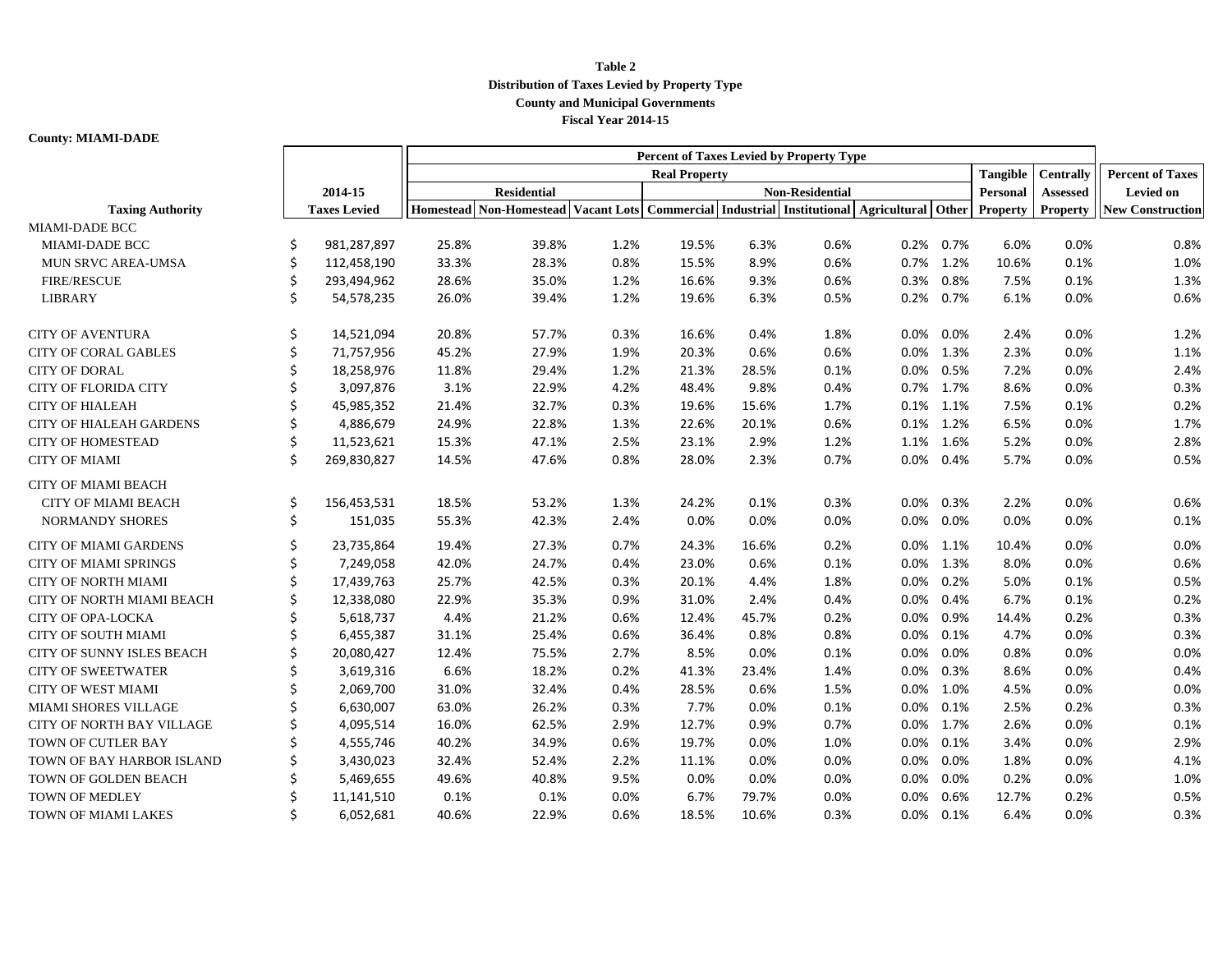**Table 2**
**Distribution of Taxes Levied by Property Type**
**County and Municipal Governments**
**Fiscal Year 2014-15**

**County: MIAMI-DADE**

| Taxing Authority | 2014-15 Taxes Levied | Percent of Taxes Levied by Property Type | | | | | | | | | | Percent of Taxes Levied on New Construction |
|---|---|---|---|---|---|---|---|---|---|---|---|---|
| | | Real Property | | | | | | | | Tangible Personal Property | Centrally Assessed Property | |
| | | Residential | | | Non-Residential | | | | | | | |
| | | Homestead | Non-Homestead | Vacant Lots | Commercial | Industrial | Institutional | Agricultural | Other | | | |
| MIAMI-DADE BCC | | | | | | | | | | | | |
| MIAMI-DADE BCC | $ 981,287,897 | 25.8% | 39.8% | 1.2% | 19.5% | 6.3% | 0.6% | 0.2% | 0.7% | 6.0% | 0.0% | 0.8% |
| MUN SRVC AREA-UMSA | $ 112,458,190 | 33.3% | 28.3% | 0.8% | 15.5% | 8.9% | 0.6% | 0.7% | 1.2% | 10.6% | 0.1% | 1.0% |
| FIRE/RESCUE | $ 293,494,962 | 28.6% | 35.0% | 1.2% | 16.6% | 9.3% | 0.6% | 0.3% | 0.8% | 7.5% | 0.1% | 1.3% |
| LIBRARY | $ 54,578,235 | 26.0% | 39.4% | 1.2% | 19.6% | 6.3% | 0.5% | 0.2% | 0.7% | 6.1% | 0.0% | 0.6% |
| CITY OF AVENTURA | $ 14,521,094 | 20.8% | 57.7% | 0.3% | 16.6% | 0.4% | 1.8% | 0.0% | 0.0% | 2.4% | 0.0% | 1.2% |
| CITY OF CORAL GABLES | $ 71,757,956 | 45.2% | 27.9% | 1.9% | 20.3% | 0.6% | 0.6% | 0.0% | 1.3% | 2.3% | 0.0% | 1.1% |
| CITY OF DORAL | $ 18,258,976 | 11.8% | 29.4% | 1.2% | 21.3% | 28.5% | 0.1% | 0.0% | 0.5% | 7.2% | 0.0% | 2.4% |
| CITY OF FLORIDA CITY | $ 3,097,876 | 3.1% | 22.9% | 4.2% | 48.4% | 9.8% | 0.4% | 0.7% | 1.7% | 8.6% | 0.0% | 0.3% |
| CITY OF HIALEAH | $ 45,985,352 | 21.4% | 32.7% | 0.3% | 19.6% | 15.6% | 1.7% | 0.1% | 1.1% | 7.5% | 0.1% | 0.2% |
| CITY OF HIALEAH GARDENS | $ 4,886,679 | 24.9% | 22.8% | 1.3% | 22.6% | 20.1% | 0.6% | 0.1% | 1.2% | 6.5% | 0.0% | 1.7% |
| CITY OF HOMESTEAD | $ 11,523,621 | 15.3% | 47.1% | 2.5% | 23.1% | 2.9% | 1.2% | 1.1% | 1.6% | 5.2% | 0.0% | 2.8% |
| CITY OF MIAMI | $ 269,830,827 | 14.5% | 47.6% | 0.8% | 28.0% | 2.3% | 0.7% | 0.0% | 0.4% | 5.7% | 0.0% | 0.5% |
| CITY OF MIAMI BEACH | | | | | | | | | | | | |
| CITY OF MIAMI BEACH | $ 156,453,531 | 18.5% | 53.2% | 1.3% | 24.2% | 0.1% | 0.3% | 0.0% | 0.3% | 2.2% | 0.0% | 0.6% |
| NORMANDY SHORES | $ 151,035 | 55.3% | 42.3% | 2.4% | 0.0% | 0.0% | 0.0% | 0.0% | 0.0% | 0.0% | 0.0% | 0.1% |
| CITY OF MIAMI GARDENS | $ 23,735,864 | 19.4% | 27.3% | 0.7% | 24.3% | 16.6% | 0.2% | 0.0% | 1.1% | 10.4% | 0.0% | 0.0% |
| CITY OF MIAMI SPRINGS | $ 7,249,058 | 42.0% | 24.7% | 0.4% | 23.0% | 0.6% | 0.1% | 0.0% | 1.3% | 8.0% | 0.0% | 0.6% |
| CITY OF NORTH MIAMI | $ 17,439,763 | 25.7% | 42.5% | 0.3% | 20.1% | 4.4% | 1.8% | 0.0% | 0.2% | 5.0% | 0.1% | 0.5% |
| CITY OF NORTH MIAMI BEACH | $ 12,338,080 | 22.9% | 35.3% | 0.9% | 31.0% | 2.4% | 0.4% | 0.0% | 0.4% | 6.7% | 0.1% | 0.2% |
| CITY OF OPA-LOCKA | $ 5,618,737 | 4.4% | 21.2% | 0.6% | 12.4% | 45.7% | 0.2% | 0.0% | 0.9% | 14.4% | 0.2% | 0.3% |
| CITY OF SOUTH MIAMI | $ 6,455,387 | 31.1% | 25.4% | 0.6% | 36.4% | 0.8% | 0.8% | 0.0% | 0.1% | 4.7% | 0.0% | 0.3% |
| CITY OF SUNNY ISLES BEACH | $ 20,080,427 | 12.4% | 75.5% | 2.7% | 8.5% | 0.0% | 0.1% | 0.0% | 0.0% | 0.8% | 0.0% | 0.0% |
| CITY OF SWEETWATER | $ 3,619,316 | 6.6% | 18.2% | 0.2% | 41.3% | 23.4% | 1.4% | 0.0% | 0.3% | 8.6% | 0.0% | 0.4% |
| CITY OF WEST MIAMI | $ 2,069,700 | 31.0% | 32.4% | 0.4% | 28.5% | 0.6% | 1.5% | 0.0% | 1.0% | 4.5% | 0.0% | 0.0% |
| MIAMI SHORES VILLAGE | $ 6,630,007 | 63.0% | 26.2% | 0.3% | 7.7% | 0.0% | 0.1% | 0.0% | 0.1% | 2.5% | 0.2% | 0.3% |
| CITY OF NORTH BAY VILLAGE | $ 4,095,514 | 16.0% | 62.5% | 2.9% | 12.7% | 0.9% | 0.7% | 0.0% | 1.7% | 2.6% | 0.0% | 0.1% |
| TOWN OF CUTLER BAY | $ 4,555,746 | 40.2% | 34.9% | 0.6% | 19.7% | 0.0% | 1.0% | 0.0% | 0.1% | 3.4% | 0.0% | 2.9% |
| TOWN OF BAY HARBOR ISLAND | $ 3,430,023 | 32.4% | 52.4% | 2.2% | 11.1% | 0.0% | 0.0% | 0.0% | 0.0% | 1.8% | 0.0% | 4.1% |
| TOWN OF GOLDEN BEACH | $ 5,469,655 | 49.6% | 40.8% | 9.5% | 0.0% | 0.0% | 0.0% | 0.0% | 0.0% | 0.2% | 0.0% | 1.0% |
| TOWN OF MEDLEY | $ 11,141,510 | 0.1% | 0.1% | 0.0% | 6.7% | 79.7% | 0.0% | 0.0% | 0.6% | 12.7% | 0.2% | 0.5% |
| TOWN OF MIAMI LAKES | $ 6,052,681 | 40.6% | 22.9% | 0.6% | 18.5% | 10.6% | 0.3% | 0.0% | 0.1% | 6.4% | 0.0% | 0.3% |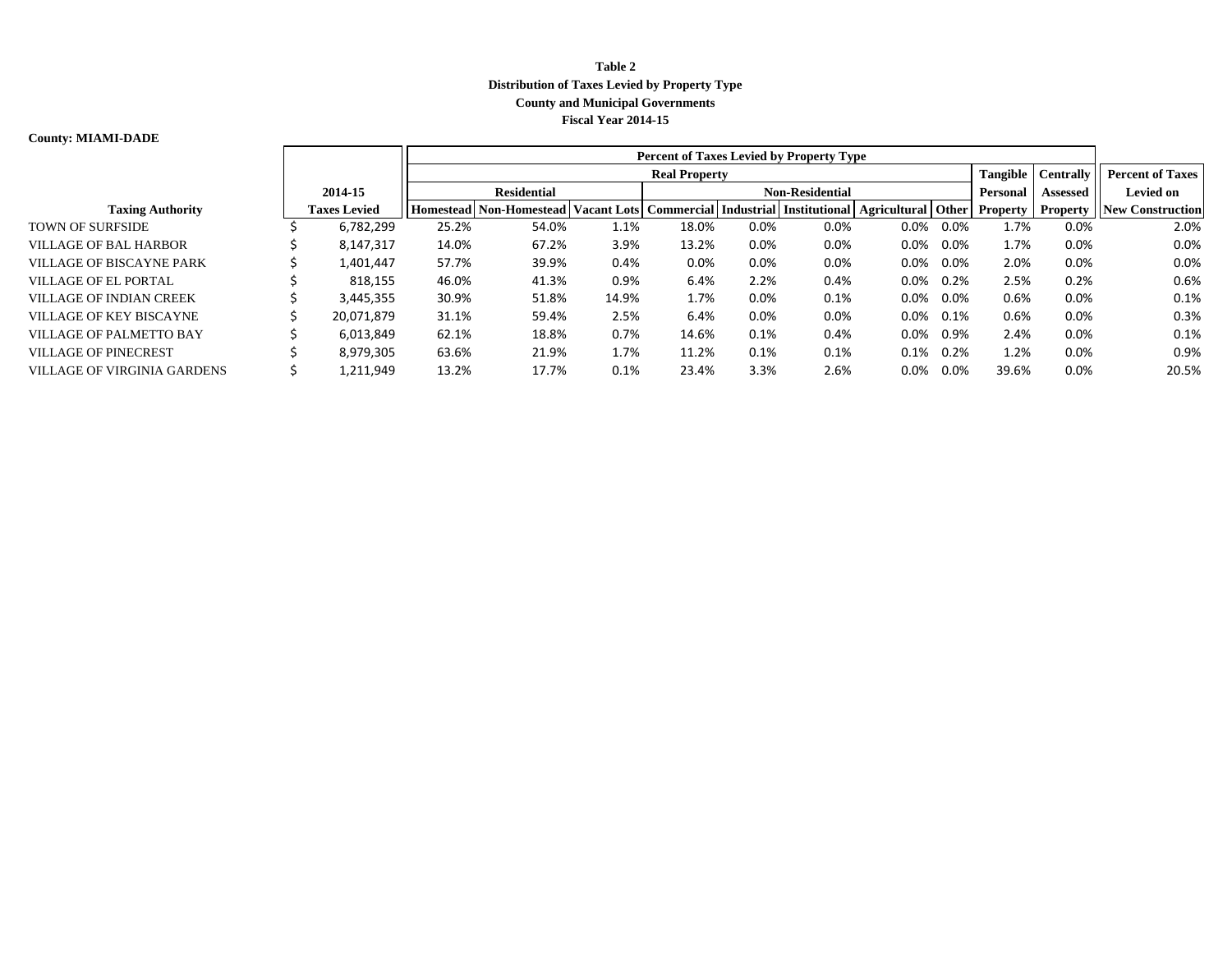**Table 2**
**Distribution of Taxes Levied by Property Type**
**County and Municipal Governments**
**Fiscal Year 2014-15**

**County: MIAMI-DADE**

| | | Percent of Taxes Levied by Property Type | | | | | | | | | | | |
|---|---|---|---|---|---|---|---|---|---|---|---|---|---|
| | | Real Property | | | | | | | | | Tangible | Centrally | Percent of Taxes |
| | 2014-15 | Residential | | | Non-Residential | | | | | | Personal | Assessed | Levied on |
| **Taxing Authority** | **Taxes Levied** | **Homestead** | **Non-Homestead** | **Vacant Lots** | **Commercial** | **Industrial** | **Institutional** | **Agricultural** | **Other** | | **Property** | **Property** | **New Construction** |
| TOWN OF SURFSIDE | $ 6,782,299 | 25.2% | 54.0% | 1.1% | 18.0% | 0.0% | 0.0% | 0.0% | 0.0% | | 1.7% | 0.0% | 2.0% |
| VILLAGE OF BAL HARBOR | $ 8,147,317 | 14.0% | 67.2% | 3.9% | 13.2% | 0.0% | 0.0% | 0.0% | 0.0% | | 1.7% | 0.0% | 0.0% |
| VILLAGE OF BISCAYNE PARK | $ 1,401,447 | 57.7% | 39.9% | 0.4% | 0.0% | 0.0% | 0.0% | 0.0% | 0.0% | | 2.0% | 0.0% | 0.0% |
| VILLAGE OF EL PORTAL | $ 818,155 | 46.0% | 41.3% | 0.9% | 6.4% | 2.2% | 0.4% | 0.0% | 0.2% | | 2.5% | 0.2% | 0.6% |
| VILLAGE OF INDIAN CREEK | $ 3,445,355 | 30.9% | 51.8% | 14.9% | 1.7% | 0.0% | 0.1% | 0.0% | 0.0% | | 0.6% | 0.0% | 0.1% |
| VILLAGE OF KEY BISCAYNE | $ 20,071,879 | 31.1% | 59.4% | 2.5% | 6.4% | 0.0% | 0.0% | 0.0% | 0.1% | | 0.6% | 0.0% | 0.3% |
| VILLAGE OF PALMETTO BAY | $ 6,013,849 | 62.1% | 18.8% | 0.7% | 14.6% | 0.1% | 0.4% | 0.0% | 0.9% | | 2.4% | 0.0% | 0.1% |
| VILLAGE OF PINECREST | $ 8,979,305 | 63.6% | 21.9% | 1.7% | 11.2% | 0.1% | 0.1% | 0.1% | 0.2% | | 1.2% | 0.0% | 0.9% |
| VILLAGE OF VIRGINIA GARDENS | $ 1,211,949 | 13.2% | 17.7% | 0.1% | 23.4% | 3.3% | 2.6% | 0.0% | 0.0% | | 39.6% | 0.0% | 20.5% |